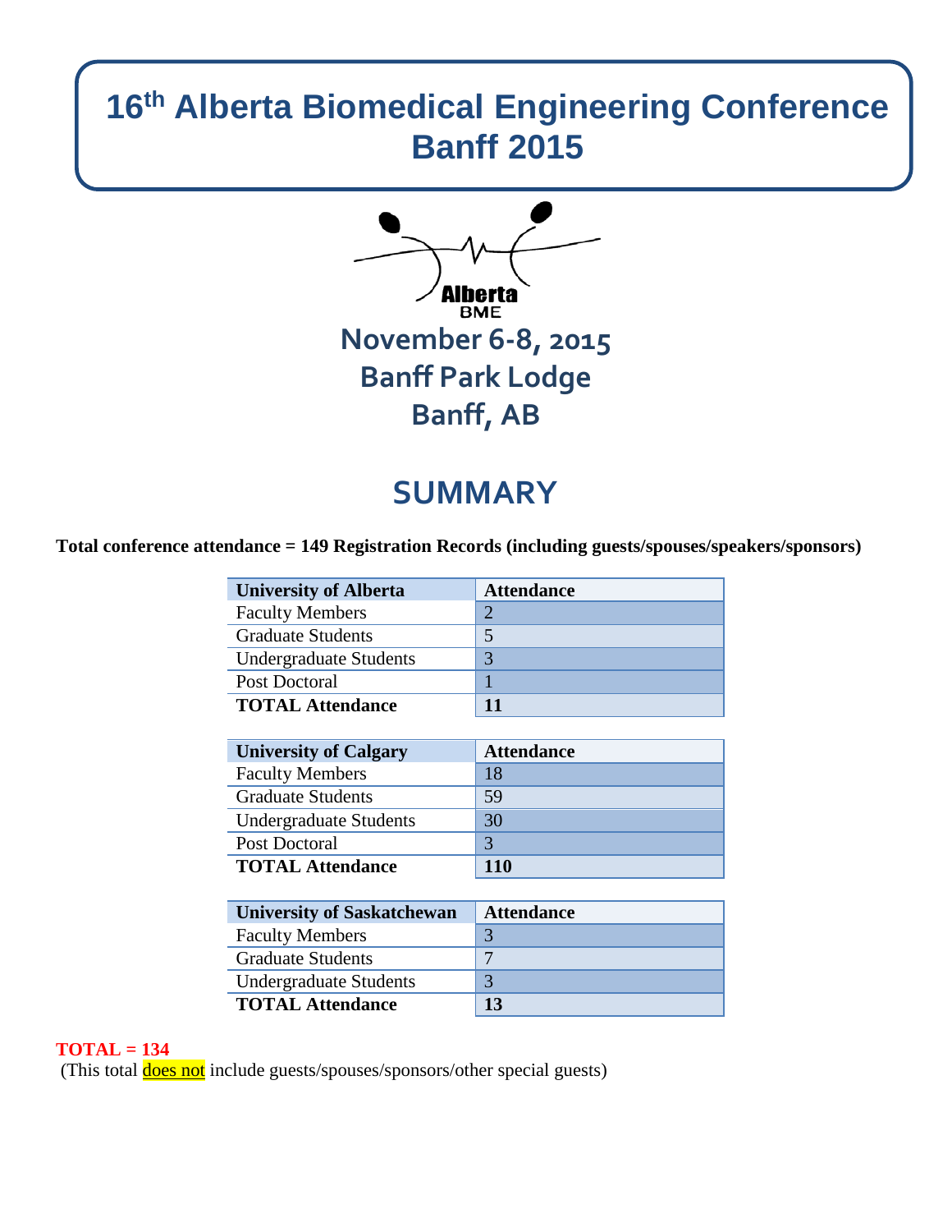# 16th Alberta Biomedical Engineering Conference Banff 2015

Alberta BME

## November 6-8, 2015
## Banff Park Lodge
## Banff, AB

## SUMMARY

**Total conference attendance = 149 Registration Records (including guests/spouses/speakers/sponsors)**

| University of Alberta | Attendance |
|---|---|
| Faculty Members | 2 |
| Graduate Students | 5 |
| Undergraduate Students | 3 |
| Post Doctoral | 1 |
| **TOTAL Attendance** | **11** |

| University of Calgary | Attendance |
|---|---|
| Faculty Members | 18 |
| Graduate Students | 59 |
| Undergraduate Students | 30 |
| Post Doctoral | 3 |
| **TOTAL Attendance** | **110** |

| University of Saskatchewan | Attendance |
|---|---|
| Faculty Members | 3 |
| Graduate Students | 7 |
| Undergraduate Students | 3 |
| **TOTAL Attendance** | **13** |

**TOTAL = 134**

(This total does not include guests/spouses/sponsors/other special guests)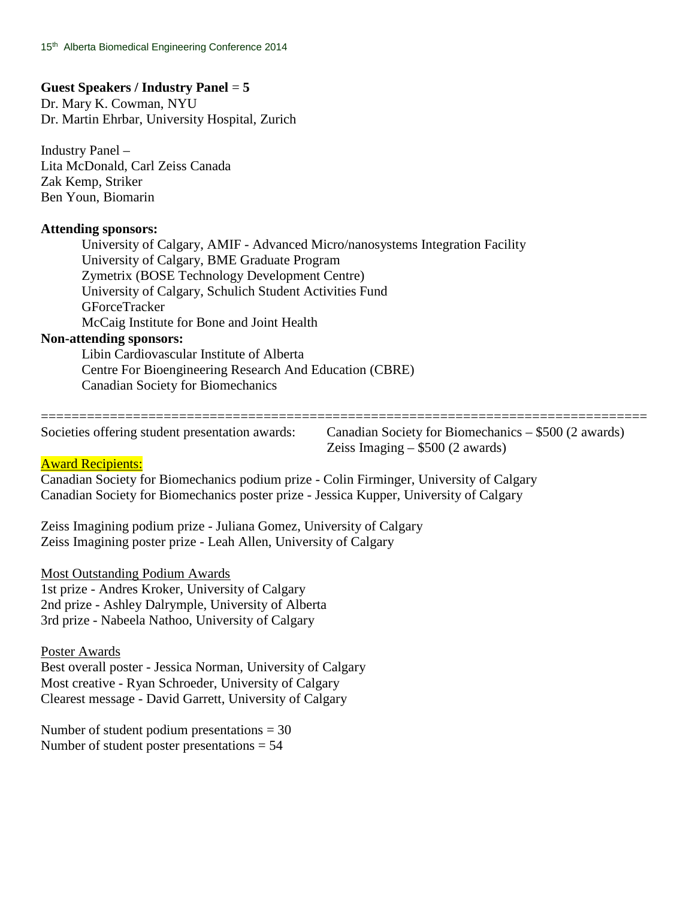**Guest Speakers / Industry Panel** = **5**

Dr. Mary K. Cowman, NYU
Dr. Martin Ehrbar, University Hospital, Zurich

Industry Panel –
Lita McDonald, Carl Zeiss Canada
Zak Kemp, Striker
Ben Youn, Biomarin

**Attending sponsors:**

University of Calgary, AMIF - Advanced Micro/nanosystems Integration Facility
University of Calgary, BME Graduate Program
Zymetrix (BOSE Technology Development Centre)
University of Calgary, Schulich Student Activities Fund
GForceTracker
McCaig Institute for Bone and Joint Health

**Non-attending sponsors:**

Libin Cardiovascular Institute of Alberta
Centre For Bioengineering Research And Education (CBRE)
Canadian Society for Biomechanics

================================================================================

Societies offering student presentation awards: Canadian Society for Biomechanics – $500 (2 awards)
Zeiss Imaging – $500 (2 awards)

Award Recipients:

Canadian Society for Biomechanics podium prize - Colin Firminger, University of Calgary
Canadian Society for Biomechanics poster prize - Jessica Kupper, University of Calgary

Zeiss Imagining podium prize - Juliana Gomez, University of Calgary
Zeiss Imagining poster prize - Leah Allen, University of Calgary

Most Outstanding Podium Awards

1st prize - Andres Kroker, University of Calgary
2nd prize - Ashley Dalrymple, University of Alberta
3rd prize - Nabeela Nathoo, University of Calgary

Poster Awards

Best overall poster - Jessica Norman, University of Calgary
Most creative - Ryan Schroeder, University of Calgary
Clearest message - David Garrett, University of Calgary

Number of student podium presentations = 30
Number of student poster presentations = 54